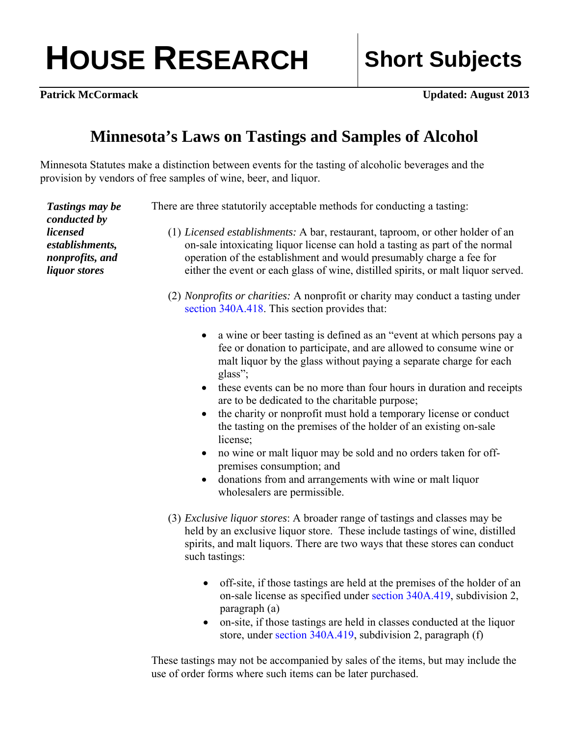# HOUSE RESEARCH — Short Subjects

**Patrick McCormack** — **Updated: August 2013**

## Minnesota's Laws on Tastings and Samples of Alcohol

Minnesota Statutes make a distinction between events for the tasting of alcoholic beverages and the provision by vendors of free samples of wine, beer, and liquor.

***Tastings may be conducted by licensed establishments, nonprofits, and liquor stores***

There are three statutorily acceptable methods for conducting a tasting:

(1) *Licensed establishments:* A bar, restaurant, taproom, or other holder of an on-sale intoxicating liquor license can hold a tasting as part of the normal operation of the establishment and would presumably charge a fee for either the event or each glass of wine, distilled spirits, or malt liquor served.

(2) *Nonprofits or charities:* A nonprofit or charity may conduct a tasting under section 340A.418. This section provides that:

- a wine or beer tasting is defined as an "event at which persons pay a fee or donation to participate, and are allowed to consume wine or malt liquor by the glass without paying a separate charge for each glass";
- these events can be no more than four hours in duration and receipts are to be dedicated to the charitable purpose;
- the charity or nonprofit must hold a temporary license or conduct the tasting on the premises of the holder of an existing on-sale license;
- no wine or malt liquor may be sold and no orders taken for off-premises consumption; and
- donations from and arrangements with wine or malt liquor wholesalers are permissible.

(3) *Exclusive liquor stores*: A broader range of tastings and classes may be held by an exclusive liquor store. These include tastings of wine, distilled spirits, and malt liquors. There are two ways that these stores can conduct such tastings:

- off-site, if those tastings are held at the premises of the holder of an on-sale license as specified under section 340A.419, subdivision 2, paragraph (a)
- on-site, if those tastings are held in classes conducted at the liquor store, under section 340A.419, subdivision 2, paragraph (f)

These tastings may not be accompanied by sales of the items, but may include the use of order forms where such items can be later purchased.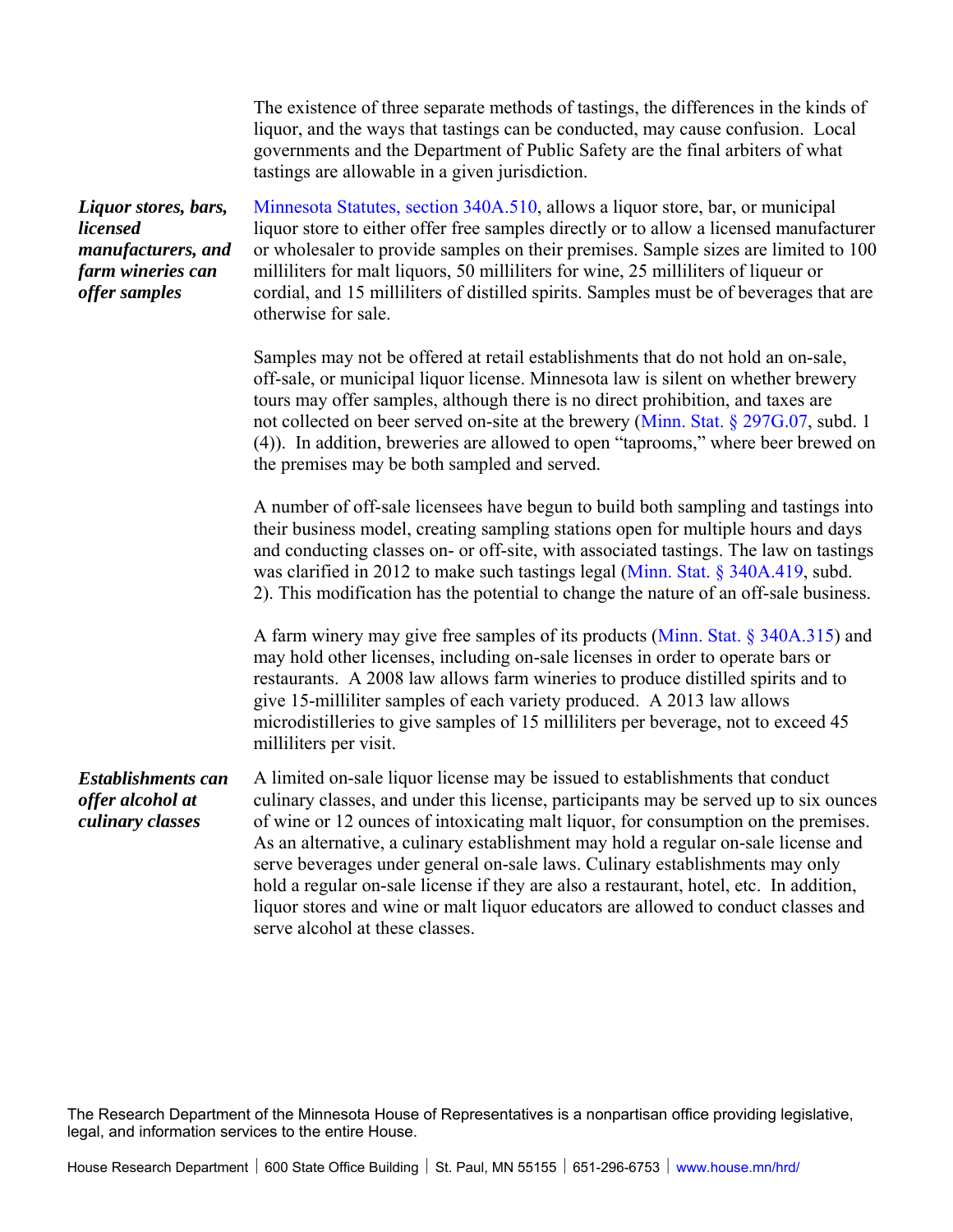The existence of three separate methods of tastings, the differences in the kinds of liquor, and the ways that tastings can be conducted, may cause confusion. Local governments and the Department of Public Safety are the final arbiters of what tastings are allowable in a given jurisdiction.

***Liquor stores, bars, licensed manufacturers, and farm wineries can offer samples***

Minnesota Statutes, section 340A.510, allows a liquor store, bar, or municipal liquor store to either offer free samples directly or to allow a licensed manufacturer or wholesaler to provide samples on their premises. Sample sizes are limited to 100 milliliters for malt liquors, 50 milliliters for wine, 25 milliliters of liqueur or cordial, and 15 milliliters of distilled spirits. Samples must be of beverages that are otherwise for sale.

Samples may not be offered at retail establishments that do not hold an on-sale, off-sale, or municipal liquor license. Minnesota law is silent on whether brewery tours may offer samples, although there is no direct prohibition, and taxes are not collected on beer served on-site at the brewery (Minn. Stat. § 297G.07, subd. 1 (4)). In addition, breweries are allowed to open "taprooms," where beer brewed on the premises may be both sampled and served.

A number of off-sale licensees have begun to build both sampling and tastings into their business model, creating sampling stations open for multiple hours and days and conducting classes on- or off-site, with associated tastings. The law on tastings was clarified in 2012 to make such tastings legal (Minn. Stat. § 340A.419, subd. 2). This modification has the potential to change the nature of an off-sale business.

A farm winery may give free samples of its products (Minn. Stat. § 340A.315) and may hold other licenses, including on-sale licenses in order to operate bars or restaurants. A 2008 law allows farm wineries to produce distilled spirits and to give 15-milliliter samples of each variety produced. A 2013 law allows microdistilleries to give samples of 15 milliliters per beverage, not to exceed 45 milliliters per visit.

***Establishments can offer alcohol at culinary classes***

A limited on-sale liquor license may be issued to establishments that conduct culinary classes, and under this license, participants may be served up to six ounces of wine or 12 ounces of intoxicating malt liquor, for consumption on the premises. As an alternative, a culinary establishment may hold a regular on-sale license and serve beverages under general on-sale laws. Culinary establishments may only hold a regular on-sale license if they are also a restaurant, hotel, etc. In addition, liquor stores and wine or malt liquor educators are allowed to conduct classes and serve alcohol at these classes.

The Research Department of the Minnesota House of Representatives is a nonpartisan office providing legislative, legal, and information services to the entire House.

House Research Department | 600 State Office Building | St. Paul, MN 55155 | 651-296-6753 | www.house.mn/hrd/